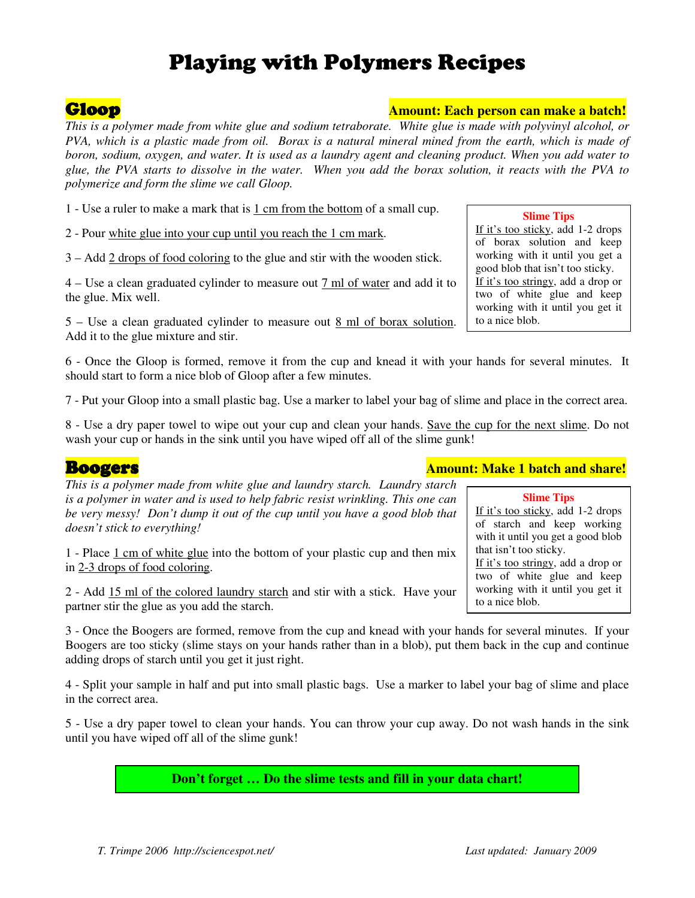# Playing with Polymers Recipes

## Gloop

**Amount: Each person can make a batch!**

*This is a polymer made from white glue and sodium tetraborate. White glue is made with polyvinyl alcohol, or PVA, which is a plastic made from oil. Borax is a natural mineral mined from the earth, which is made of boron, sodium, oxygen, and water. It is used as a laundry agent and cleaning product. When you add water to glue, the PVA starts to dissolve in the water. When you add the borax solution, it reacts with the PVA to polymerize and form the slime we call Gloop.*

1 - Use a ruler to make a mark that is <u>1 cm from the bottom</u> of a small cup.

2 - Pour <u>white glue into your cup until you reach the 1 cm mark</u>.

3 – Add <u>2 drops of food coloring</u> to the glue and stir with the wooden stick.

4 – Use a clean graduated cylinder to measure out <u>7 ml of water</u> and add it to the glue. Mix well.

5 – Use a clean graduated cylinder to measure out <u>8 ml of borax solution</u>. Add it to the glue mixture and stir.

> **Slime Tips**
>
> <u>If it's too sticky</u>, add 1-2 drops of borax solution and keep working with it until you get a good blob that isn't too sticky.
> <u>If it's too stringy</u>, add a drop or two of white glue and keep working with it until you get it to a nice blob.

6 - Once the Gloop is formed, remove it from the cup and knead it with your hands for several minutes. It should start to form a nice blob of Gloop after a few minutes.

7 - Put your Gloop into a small plastic bag. Use a marker to label your bag of slime and place in the correct area.

8 - Use a dry paper towel to wipe out your cup and clean your hands. <u>Save the cup for the next slime</u>. Do not wash your cup or hands in the sink until you have wiped off all of the slime gunk!

## Boogers

**Amount: Make 1 batch and share!**

*This is a polymer made from white glue and laundry starch. Laundry starch is a polymer in water and is used to help fabric resist wrinkling. This one can be very messy! Don't dump it out of the cup until you have a good blob that doesn't stick to everything!*

1 - Place <u>1 cm of white glue</u> into the bottom of your plastic cup and then mix in <u>2-3 drops of food coloring</u>.

2 - Add <u>15 ml of the colored laundry starch</u> and stir with a stick. Have your partner stir the glue as you add the starch.

> **Slime Tips**
>
> <u>If it's too sticky</u>, add 1-2 drops of starch and keep working with it until you get a good blob that isn't too sticky.
> <u>If it's too stringy</u>, add a drop or two of white glue and keep working with it until you get it to a nice blob.

3 - Once the Boogers are formed, remove from the cup and knead with your hands for several minutes. If your Boogers are too sticky (slime stays on your hands rather than in a blob), put them back in the cup and continue adding drops of starch until you get it just right.

4 - Split your sample in half and put into small plastic bags. Use a marker to label your bag of slime and place in the correct area.

5 - Use a dry paper towel to clean your hands. You can throw your cup away. Do not wash hands in the sink until you have wiped off all of the slime gunk!

**Don't forget … Do the slime tests and fill in your data chart!**

T. Trimpe 2006 http://sciencespot.net/ Last updated: January 2009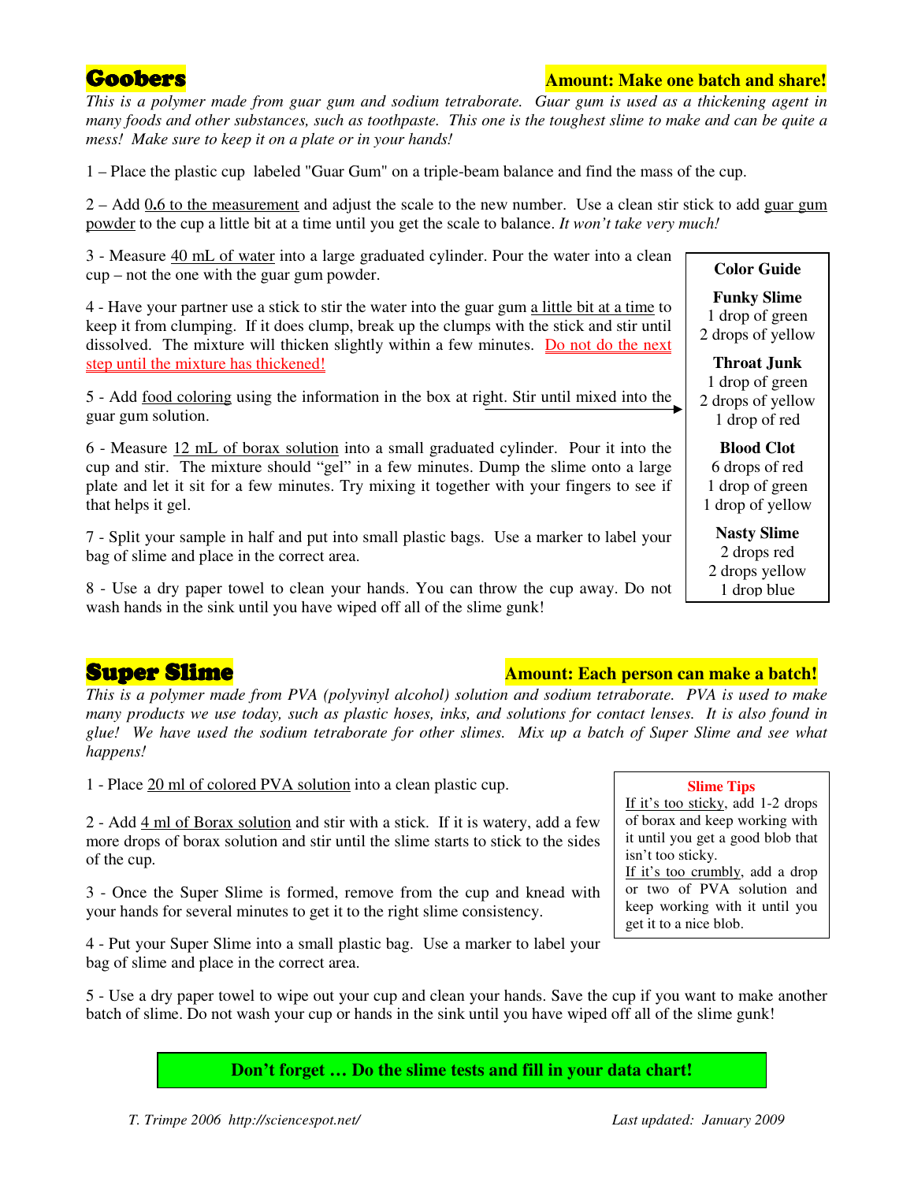## Goobers

**Amount: Make one batch and share!**

*This is a polymer made from guar gum and sodium tetraborate. Guar gum is used as a thickening agent in many foods and other substances, such as toothpaste. This one is the toughest slime to make and can be quite a mess! Make sure to keep it on a plate or in your hands!*

1 – Place the plastic cup labeled "Guar Gum" on a triple-beam balance and find the mass of the cup.

2 – Add 0.6 to the measurement and adjust the scale to the new number. Use a clean stir stick to add guar gum powder to the cup a little bit at a time until you get the scale to balance. *It won't take very much!*

3 - Measure 40 mL of water into a large graduated cylinder. Pour the water into a clean cup – not the one with the guar gum powder.

4 - Have your partner use a stick to stir the water into the guar gum a little bit at a time to keep it from clumping. If it does clump, break up the clumps with the stick and stir until dissolved. The mixture will thicken slightly within a few minutes. Do not do the next step until the mixture has thickened!

5 - Add food coloring using the information in the box at right. Stir until mixed into the guar gum solution.

6 - Measure 12 mL of borax solution into a small graduated cylinder. Pour it into the cup and stir. The mixture should "gel" in a few minutes. Dump the slime onto a large plate and let it sit for a few minutes. Try mixing it together with your fingers to see if that helps it gel.

7 - Split your sample in half and put into small plastic bags. Use a marker to label your bag of slime and place in the correct area.

8 - Use a dry paper towel to clean your hands. You can throw the cup away. Do not wash hands in the sink until you have wiped off all of the slime gunk!

**Color Guide**

**Funky Slime**
1 drop of green
2 drops of yellow

**Throat Junk**
1 drop of green
2 drops of yellow
1 drop of red

**Blood Clot**
6 drops of red
1 drop of green
1 drop of yellow

**Nasty Slime**
2 drops red
2 drops yellow
1 drop blue

## Super Slime

**Amount: Each person can make a batch!**

*This is a polymer made from PVA (polyvinyl alcohol) solution and sodium tetraborate. PVA is used to make many products we use today, such as plastic hoses, inks, and solutions for contact lenses. It is also found in glue! We have used the sodium tetraborate for other slimes. Mix up a batch of Super Slime and see what happens!*

1 - Place 20 ml of colored PVA solution into a clean plastic cup.

2 - Add 4 ml of Borax solution and stir with a stick. If it is watery, add a few more drops of borax solution and stir until the slime starts to stick to the sides of the cup.

3 - Once the Super Slime is formed, remove from the cup and knead with your hands for several minutes to get it to the right slime consistency.

4 - Put your Super Slime into a small plastic bag. Use a marker to label your bag of slime and place in the correct area.

5 - Use a dry paper towel to wipe out your cup and clean your hands. Save the cup if you want to make another batch of slime. Do not wash your cup or hands in the sink until you have wiped off all of the slime gunk!

**Slime Tips**

If it's too sticky, add 1-2 drops of borax and keep working with it until you get a good blob that isn't too sticky.

If it's too crumbly, add a drop or two of PVA solution and keep working with it until you get it to a nice blob.

**Don't forget … Do the slime tests and fill in your data chart!**

*T. Trimpe 2006 http://sciencespot.net/* *Last updated: January 2009*